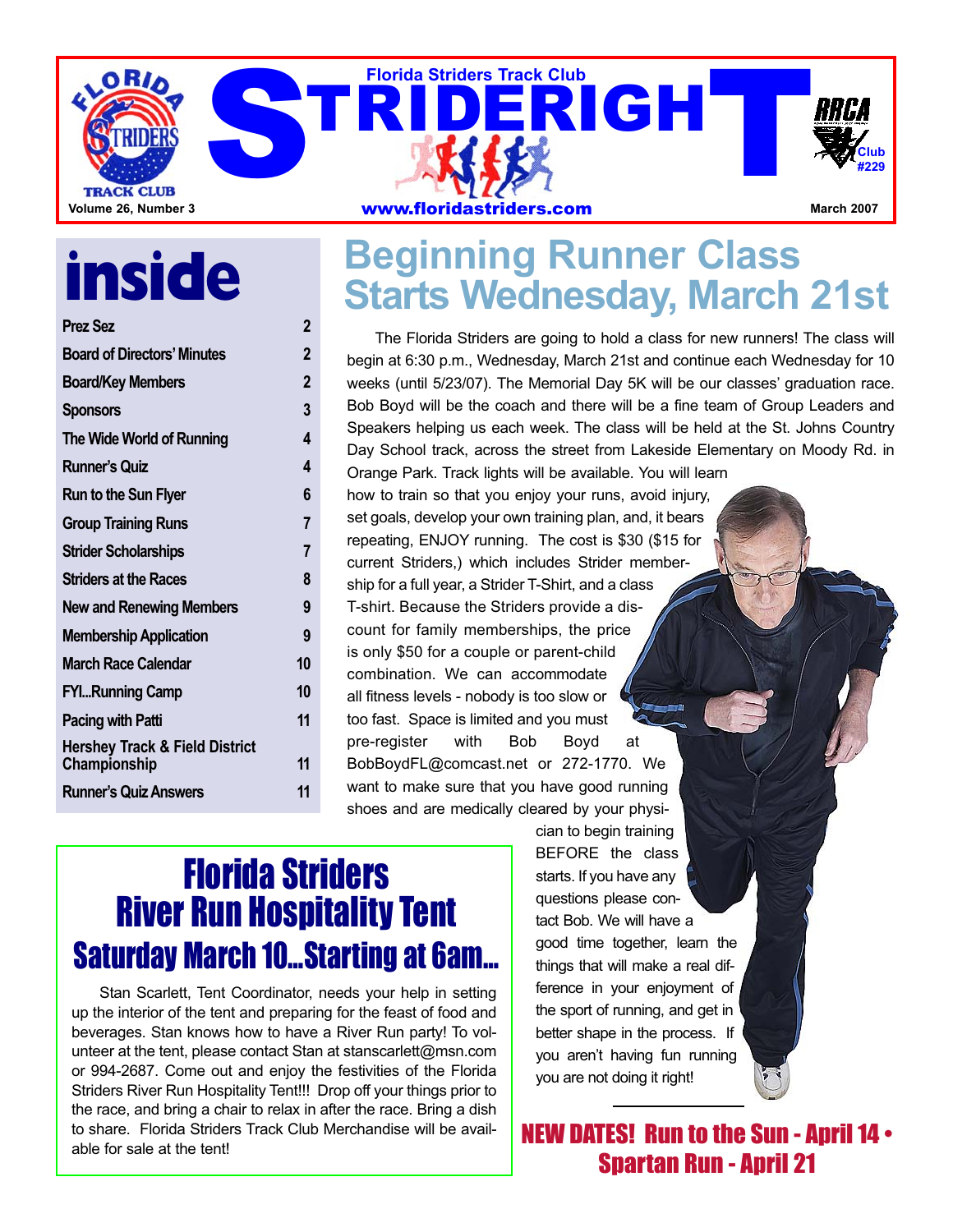# STRIDERIGHT

Florida Striders Track Club

Volume 26, Number 3

www.floridastriders.com

March 2007

RRCA Club #229

## inside

| | |
|---|---|
| Prez Sez | 2 |
| Board of Directors' Minutes | 2 |
| Board/Key Members | 2 |
| Sponsors | 3 |
| The Wide World of Running | 4 |
| Runner's Quiz | 4 |
| Run to the Sun Flyer | 6 |
| Group Training Runs | 7 |
| Strider Scholarships | 7 |
| Striders at the Races | 8 |
| New and Renewing Members | 9 |
| Membership Application | 9 |
| March Race Calendar | 10 |
| FYI...Running Camp | 10 |
| Pacing with Patti | 11 |
| Hershey Track & Field District Championship | 11 |
| Runner's Quiz Answers | 11 |

# Beginning Runner Class Starts Wednesday, March 21st

The Florida Striders are going to hold a class for new runners! The class will begin at 6:30 p.m., Wednesday, March 21st and continue each Wednesday for 10 weeks (until 5/23/07). The Memorial Day 5K will be our classes' graduation race. Bob Boyd will be the coach and there will be a fine team of Group Leaders and Speakers helping us each week. The class will be held at the St. Johns Country Day School track, across the street from Lakeside Elementary on Moody Rd. in Orange Park. Track lights will be available. You will learn how to train so that you enjoy your runs, avoid injury, set goals, develop your own training plan, and, it bears repeating, ENJOY running. The cost is $30 ($15 for current Striders,) which includes Strider membership for a full year, a Strider T-Shirt, and a class T-shirt. Because the Striders provide a discount for family memberships, the price is only $50 for a couple or parent-child combination. We can accommodate all fitness levels - nobody is too slow or too fast. Space is limited and you must pre-register with Bob Boyd at BobBoydFL@comcast.net or 272-1770. We want to make sure that you have good running shoes and are medically cleared by your physician to begin training BEFORE the class starts. If you have any questions please contact Bob. We will have a good time together, learn the things that will make a real difference in your enjoyment of the sport of running, and get in better shape in the process. If you aren't having fun running you are not doing it right!

## Florida Striders River Run Hospitality Tent

### Saturday March 10...Starting at 6am...

Stan Scarlett, Tent Coordinator, needs your help in setting up the interior of the tent and preparing for the feast of food and beverages. Stan knows how to have a River Run party! To volunteer at the tent, please contact Stan at stanscarlett@msn.com or 994-2687. Come out and enjoy the festivities of the Florida Striders River Run Hospitality Tent!!! Drop off your things prior to the race, and bring a chair to relax in after the race. Bring a dish to share. Florida Striders Track Club Merchandise will be available for sale at the tent!

**NEW DATES! Run to the Sun - April 14 • Spartan Run - April 21**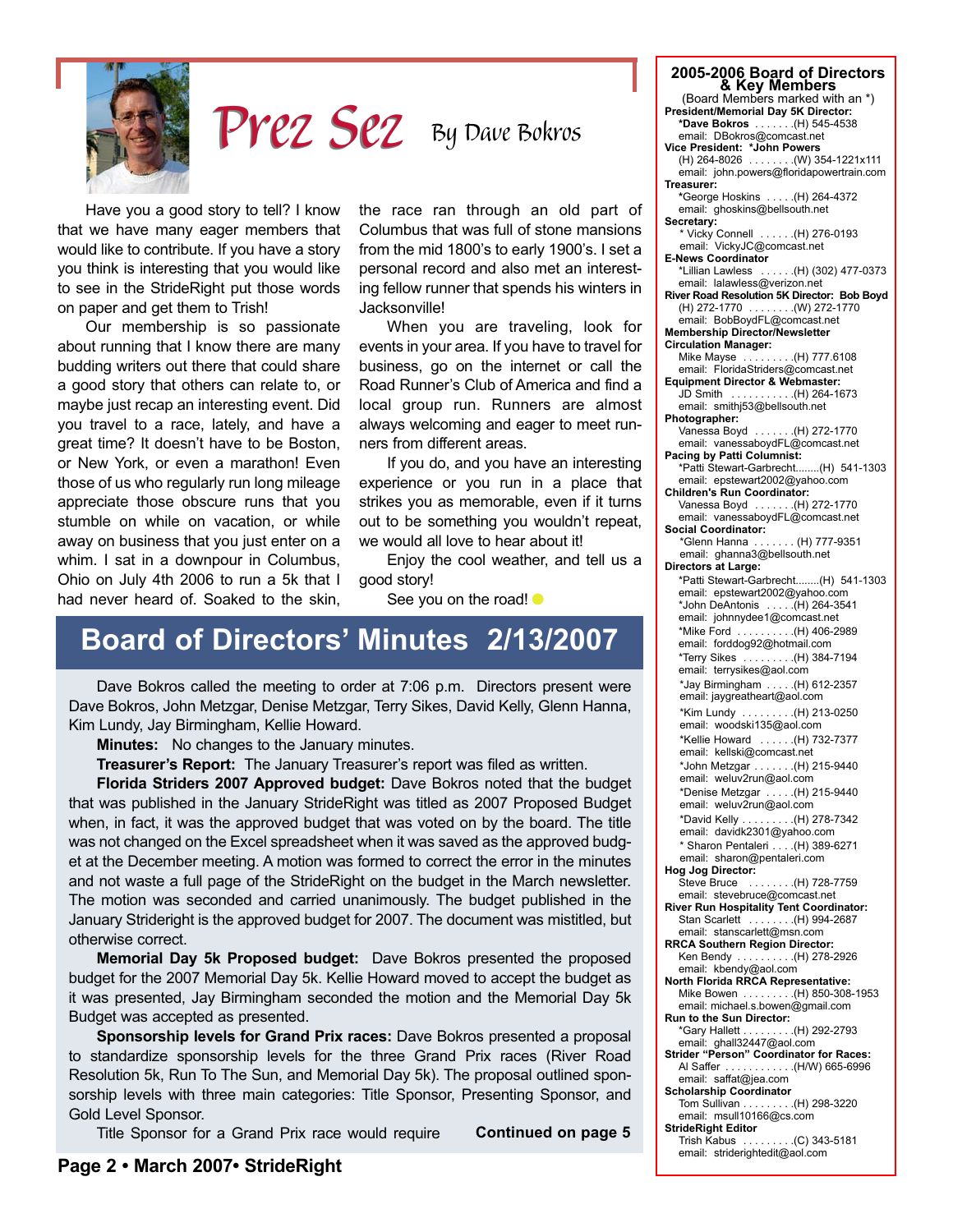# Prez Sez

By Dave Bokros

Have you a good story to tell? I know that we have many eager members that would like to contribute. If you have a story you think is interesting that you would like to see in the StrideRight put those words on paper and get them to Trish!

Our membership is so passionate about running that I know there are many budding writers out there that could share a good story that others can relate to, or maybe just recap an interesting event. Did you travel to a race, lately, and have a great time? It doesn't have to be Boston, or New York, or even a marathon! Even those of us who regularly run long mileage appreciate those obscure runs that you stumble on while on vacation, or while away on business that you just enter on a whim. I sat in a downpour in Columbus, Ohio on July 4th 2006 to run a 5k that I had never heard of. Soaked to the skin, the race ran through an old part of Columbus that was full of stone mansions from the mid 1800's to early 1900's. I set a personal record and also met an interesting fellow runner that spends his winters in Jacksonville!

When you are traveling, look for events in your area. If you have to travel for business, go on the internet or call the Road Runner's Club of America and find a local group run. Runners are almost always welcoming and eager to meet runners from different areas.

If you do, and you have an interesting experience or you run in a place that strikes you as memorable, even if it turns out to be something you wouldn't repeat, we would all love to hear about it!

Enjoy the cool weather, and tell us a good story!

See you on the road!

## Board of Directors' Minutes 2/13/2007

Dave Bokros called the meeting to order at 7:06 p.m. Directors present were Dave Bokros, John Metzgar, Denise Metzgar, Terry Sikes, David Kelly, Glenn Hanna, Kim Lundy, Jay Birmingham, Kellie Howard.

**Minutes:** No changes to the January minutes.

**Treasurer's Report:** The January Treasurer's report was filed as written.

**Florida Striders 2007 Approved budget:** Dave Bokros noted that the budget that was published in the January StrideRight was titled as 2007 Proposed Budget when, in fact, it was the approved budget that was voted on by the board. The title was not changed on the Excel spreadsheet when it was saved as the approved budget at the December meeting. A motion was formed to correct the error in the minutes and not waste a full page of the StrideRight on the budget in the March newsletter. The motion was seconded and carried unanimously. The budget published in the January Strideright is the approved budget for 2007. The document was mistitled, but otherwise correct.

**Memorial Day 5k Proposed budget:** Dave Bokros presented the proposed budget for the 2007 Memorial Day 5k. Kellie Howard moved to accept the budget as it was presented, Jay Birmingham seconded the motion and the Memorial Day 5k Budget was accepted as presented.

**Sponsorship levels for Grand Prix races:** Dave Bokros presented a proposal to standardize sponsorship levels for the three Grand Prix races (River Road Resolution 5k, Run To The Sun, and Memorial Day 5k). The proposal outlined sponsorship levels with three main categories: Title Sponsor, Presenting Sponsor, and Gold Level Sponsor.

Title Sponsor for a Grand Prix race would require **Continued on page 5**

## 2005-2006 Board of Directors & Key Members

(Board Members marked with an *)

**President/Memorial Day 5K Director:**
***Dave Bokros** .......(H) 545-4538
email: DBokros@comcast.net

**Vice President: *John Powers**
(H) 264-8026 ........(W) 354-1221x111
email: john.powers@floridapowertrain.com

**Treasurer:**
*George Hoskins .....(H) 264-4372
email: ghoskins@bellsouth.net

**Secretary:**
* Vicky Connell ......(H) 276-0193
email: VickyJC@comcast.net

**E-News Coordinator**
*Lillian Lawless ......(H) (302) 477-0373
email: lalawless@verizon.net

**River Road Resolution 5K Director: Bob Boyd**
(H) 272-1770 ........(W) 272-1770
email: BobBoydFL@comcast.net

**Membership Director/Newsletter Circulation Manager:**
Mike Mayse .........(H) 777.6108
email: FloridaStriders@comcast.net

**Equipment Director & Webmaster:**
JD Smith ...........(H) 264-1673
email: smithj53@bellsouth.net

**Photographer:**
Vanessa Boyd .......(H) 272-1770
email: vanessaboydFL@comcast.net

**Pacing by Patti Columnist:**
*Patti Stewart-Garbrecht........(H) 541-1303
email: epstewart2002@yahoo.com

**Children's Run Coordinator:**
Vanessa Boyd .......(H) 272-1770
email: vanessaboydFL@comcast.net

**Social Coordinator:**
*Glenn Hanna ....... (H) 777-9351
email: ghanna3@bellsouth.net

**Directors at Large:**
*Patti Stewart-Garbrecht........(H) 541-1303
email: epstewart2002@yahoo.com
*John DeAntonis .....(H) 264-3541
email: johnnydee1@comcast.net
*Mike Ford ..........(H) 406-2989
email: forddog92@hotmail.com
*Terry Sikes .........(H) 384-7194
email: terrysikes@aol.com
*Jay Birmingham .....(H) 612-2357
email: jaygreatheart@aol.com
*Kim Lundy .........(H) 213-0250
email: woodski135@aol.com
*Kellie Howard ......(H) 732-7377
email: kellski@comcast.net
*John Metzgar .......(H) 215-9440
email: weluv2run@aol.com
*Denise Metzgar .....(H) 215-9440
email: weluv2run@aol.com
*David Kelly .........(H) 278-7342
email: davidk2301@yahoo.com
* Sharon Pentaleri ....(H) 389-6271
email: sharon@pentaleri.com

**Hog Jog Director:**
Steve Bruce ........(H) 728-7759
email: stevebruce@comcast.net

**River Run Hospitality Tent Coordinator:**
Stan Scarlett ........(H) 994-2687
email: stanscarlett@msn.com

**RRCA Southern Region Director:**
Ken Bendy ..........(H) 278-2926
email: kbendy@aol.com

**North Florida RRCA Representative:**
Mike Bowen .........(H) 850-308-1953
email: michael.s.bowen@gmail.com

**Run to the Sun Director:**
*Gary Hallett .........(H) 292-2793
email: ghall32447@aol.com

**Strider "Person" Coordinator for Races:**
Al Saffer ............(H/W) 665-6996
email: saffat@jea.com

**Scholarship Coordinator**
Tom Sullivan .........(H) 298-3220
email: msull10166@cs.com

**StrideRight Editor**
Trish Kabus .........(C) 343-5181
email: striderightedit@aol.com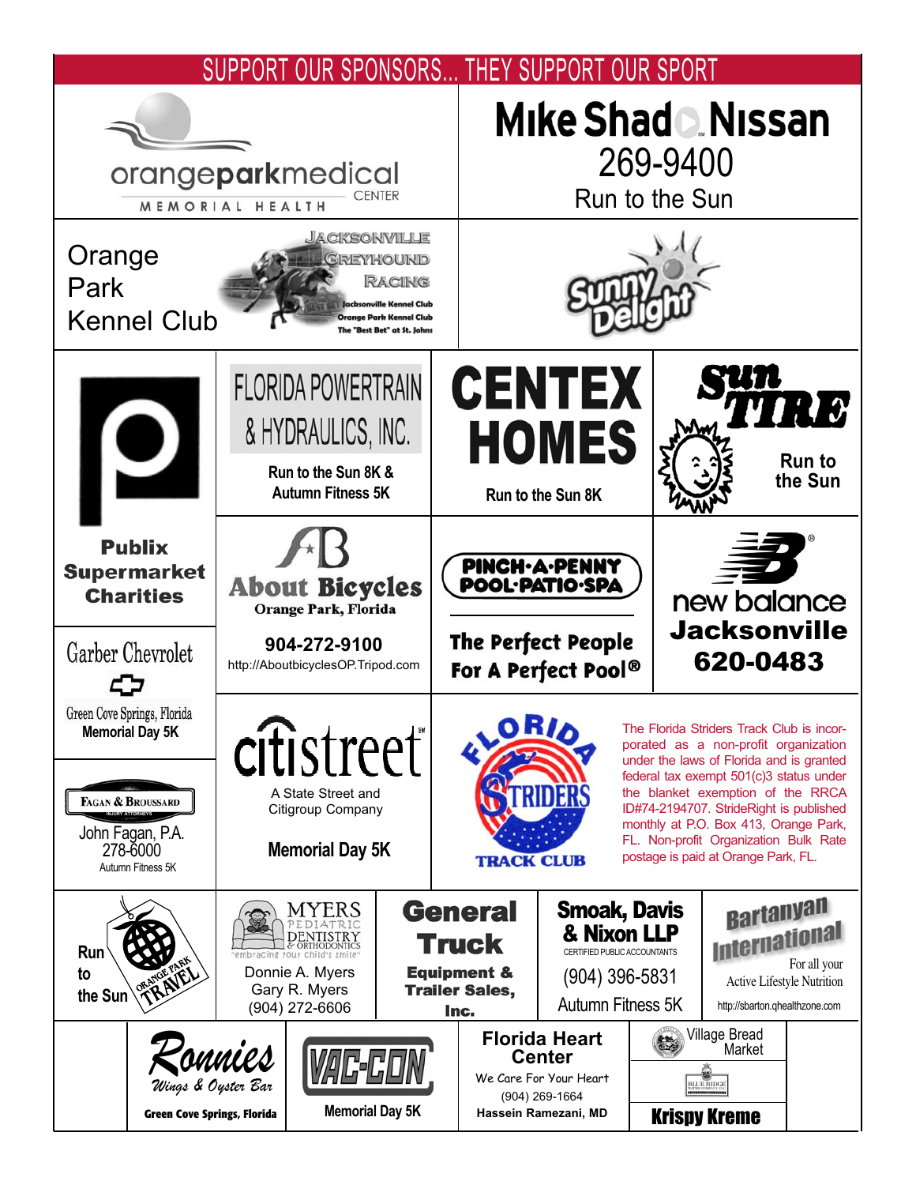# SUPPORT OUR SPONSORS... THEY SUPPORT OUR SPORT

orangeparkmedical CENTER
MEMORIAL HEALTH

**Mike Shad Nissan**
269-9400
Run to the Sun

Orange Park Kennel Club

Jacksonville Greyhound Racing
Jacksonville Kennel Club
Orange Park Kennel Club
The "Best Bet" at St. Johns

Sunny Delight

**Publix Supermarket Charities**

FLORIDA POWERTRAIN & HYDRAULICS, INC.
**Run to the Sun 8K & Autumn Fitness 5K**

**CENTEX HOMES**
**Run to the Sun 8K**

**Sun Tire**
**Run to the Sun**

**About Bicycles**
Orange Park, Florida
**904-272-9100**
http://AboutbicyclesOP.Tripod.com

**PINCH-A-PENNY POOL-PATIO-SPA**
**The Perfect People For A Perfect Pool®**

new balance
**Jacksonville**
**620-0483**

Garber Chevrolet
Green Cove Springs, Florida
**Memorial Day 5K**

FAGAN & BROUSSARD
INJURY ATTORNEYS
John Fagan, P.A.
278-6000
Autumn Fitness 5K

citistreet
A State Street and Citigroup Company
**Memorial Day 5K**

FLORIDA STRIDERS TRACK CLUB

The Florida Striders Track Club is incorporated as a non-profit organization under the laws of Florida and is granted federal tax exempt 501(c)3 status under the blanket exemption of the RRCA ID#74-2194707. StrideRight is published monthly at P.O. Box 413, Orange Park, FL. Non-profit Organization Bulk Rate postage is paid at Orange Park, FL.

Run to the Sun
ORANGE PARK TRAVEL

MYERS PEDIATRIC DENTISTRY & ORTHODONTICS
"embracing your child's smile"
Donnie A. Myers
Gary R. Myers
(904) 272-6606

**General Truck**
**Equipment & Trailer Sales, Inc.**

**Smoak, Davis & Nixon LLP**
CERTIFIED PUBLIC ACCOUNTANTS
(904) 396-5831
Autumn Fitness 5K

**Bartanyan International**
For all your Active Lifestyle Nutrition
http://sbarton.qhealthzone.com

Ronnies
Wings & Oyster Bar
**Green Cove Springs, Florida**

VAC-CON
**Memorial Day 5K**

**Florida Heart Center**
We Care For Your Heart
(904) 269-1664
**Hassein Ramezani, MD**

Village Bread Market
BLUE RIDGE
**Krispy Kreme**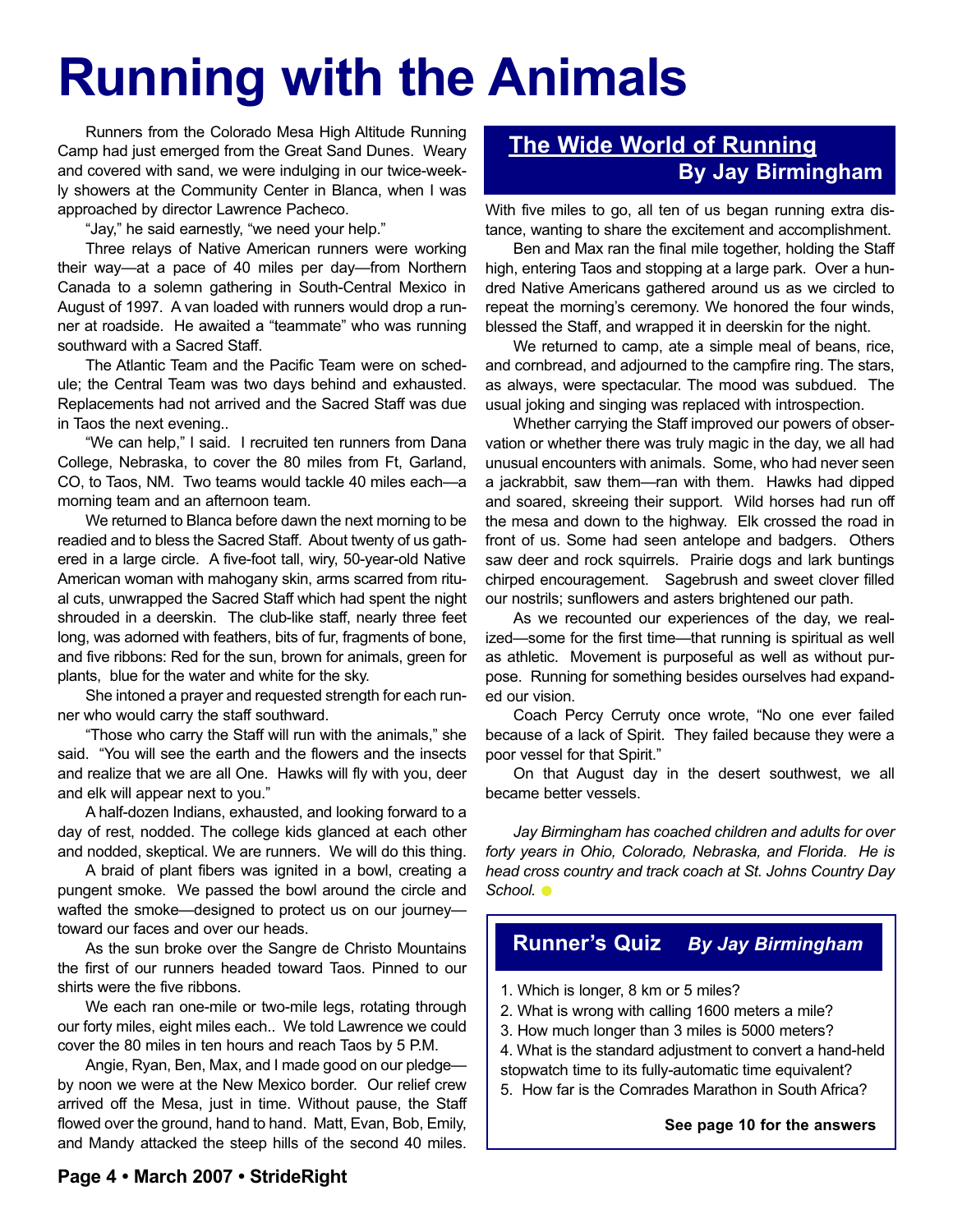# Running with the Animals

## The Wide World of Running
### By Jay Birmingham

Runners from the Colorado Mesa High Altitude Running Camp had just emerged from the Great Sand Dunes. Weary and covered with sand, we were indulging in our twice-weekly showers at the Community Center in Blanca, when I was approached by director Lawrence Pacheco.

"Jay," he said earnestly, "we need your help."

Three relays of Native American runners were working their way—at a pace of 40 miles per day—from Northern Canada to a solemn gathering in South-Central Mexico in August of 1997. A van loaded with runners would drop a runner at roadside. He awaited a "teammate" who was running southward with a Sacred Staff.

The Atlantic Team and the Pacific Team were on schedule; the Central Team was two days behind and exhausted. Replacements had not arrived and the Sacred Staff was due in Taos the next evening..

"We can help," I said. I recruited ten runners from Dana College, Nebraska, to cover the 80 miles from Ft, Garland, CO, to Taos, NM. Two teams would tackle 40 miles each—a morning team and an afternoon team.

We returned to Blanca before dawn the next morning to be readied and to bless the Sacred Staff. About twenty of us gathered in a large circle. A five-foot tall, wiry, 50-year-old Native American woman with mahogany skin, arms scarred from ritual cuts, unwrapped the Sacred Staff which had spent the night shrouded in a deerskin. The club-like staff, nearly three feet long, was adorned with feathers, bits of fur, fragments of bone, and five ribbons: Red for the sun, brown for animals, green for plants, blue for the water and white for the sky.

She intoned a prayer and requested strength for each runner who would carry the staff southward.

"Those who carry the Staff will run with the animals," she said. "You will see the earth and the flowers and the insects and realize that we are all One. Hawks will fly with you, deer and elk will appear next to you."

A half-dozen Indians, exhausted, and looking forward to a day of rest, nodded. The college kids glanced at each other and nodded, skeptical. We are runners. We will do this thing.

A braid of plant fibers was ignited in a bowl, creating a pungent smoke. We passed the bowl around the circle and wafted the smoke—designed to protect us on our journey—toward our faces and over our heads.

As the sun broke over the Sangre de Christo Mountains the first of our runners headed toward Taos. Pinned to our shirts were the five ribbons.

We each ran one-mile or two-mile legs, rotating through our forty miles, eight miles each.. We told Lawrence we could cover the 80 miles in ten hours and reach Taos by 5 P.M.

Angie, Ryan, Ben, Max, and I made good on our pledge—by noon we were at the New Mexico border. Our relief crew arrived off the Mesa, just in time. Without pause, the Staff flowed over the ground, hand to hand. Matt, Evan, Bob, Emily, and Mandy attacked the steep hills of the second 40 miles. With five miles to go, all ten of us began running extra distance, wanting to share the excitement and accomplishment.

Ben and Max ran the final mile together, holding the Staff high, entering Taos and stopping at a large park. Over a hundred Native Americans gathered around us as we circled to repeat the morning's ceremony. We honored the four winds, blessed the Staff, and wrapped it in deerskin for the night.

We returned to camp, ate a simple meal of beans, rice, and cornbread, and adjourned to the campfire ring. The stars, as always, were spectacular. The mood was subdued. The usual joking and singing was replaced with introspection.

Whether carrying the Staff improved our powers of observation or whether there was truly magic in the day, we all had unusual encounters with animals. Some, who had never seen a jackrabbit, saw them—ran with them. Hawks had dipped and soared, skreeing their support. Wild horses had run off the mesa and down to the highway. Elk crossed the road in front of us. Some had seen antelope and badgers. Others saw deer and rock squirrels. Prairie dogs and lark buntings chirped encouragement. Sagebrush and sweet clover filled our nostrils; sunflowers and asters brightened our path.

As we recounted our experiences of the day, we realized—some for the first time—that running is spiritual as well as athletic. Movement is purposeful as well as without purpose. Running for something besides ourselves had expanded our vision.

Coach Percy Cerruty once wrote, "No one ever failed because of a lack of Spirit. They failed because they were a poor vessel for that Spirit."

On that August day in the desert southwest, we all became better vessels.

*Jay Birmingham has coached children and adults for over forty years in Ohio, Colorado, Nebraska, and Florida. He is head cross country and track coach at St. Johns Country Day School.*

## Runner's Quiz *By Jay Birmingham*

1. Which is longer, 8 km or 5 miles?
2. What is wrong with calling 1600 meters a mile?
3. How much longer than 3 miles is 5000 meters?
4. What is the standard adjustment to convert a hand-held stopwatch time to its fully-automatic time equivalent?
5. How far is the Comrades Marathon in South Africa?

**See page 10 for the answers**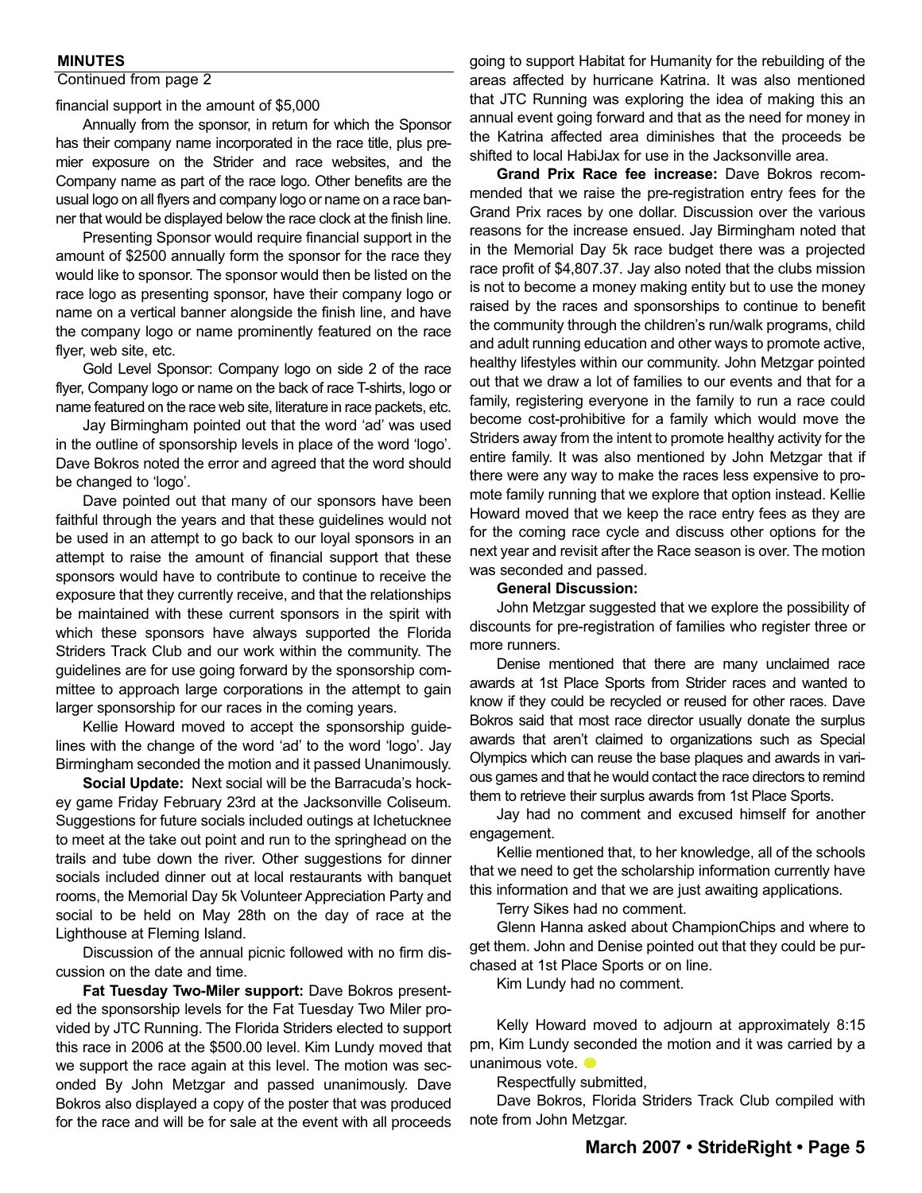**MINUTES**

Continued from page 2

financial support in the amount of $5,000

Annually from the sponsor, in return for which the Sponsor has their company name incorporated in the race title, plus premier exposure on the Strider and race websites, and the Company name as part of the race logo. Other benefits are the usual logo on all flyers and company logo or name on a race banner that would be displayed below the race clock at the finish line.

Presenting Sponsor would require financial support in the amount of $2500 annually form the sponsor for the race they would like to sponsor. The sponsor would then be listed on the race logo as presenting sponsor, have their company logo or name on a vertical banner alongside the finish line, and have the company logo or name prominently featured on the race flyer, web site, etc.

Gold Level Sponsor: Company logo on side 2 of the race flyer, Company logo or name on the back of race T-shirts, logo or name featured on the race web site, literature in race packets, etc.

Jay Birmingham pointed out that the word 'ad' was used in the outline of sponsorship levels in place of the word 'logo'. Dave Bokros noted the error and agreed that the word should be changed to 'logo'.

Dave pointed out that many of our sponsors have been faithful through the years and that these guidelines would not be used in an attempt to go back to our loyal sponsors in an attempt to raise the amount of financial support that these sponsors would have to contribute to continue to receive the exposure that they currently receive, and that the relationships be maintained with these current sponsors in the spirit with which these sponsors have always supported the Florida Striders Track Club and our work within the community. The guidelines are for use going forward by the sponsorship committee to approach large corporations in the attempt to gain larger sponsorship for our races in the coming years.

Kellie Howard moved to accept the sponsorship guidelines with the change of the word 'ad' to the word 'logo'. Jay Birmingham seconded the motion and it passed Unanimously.

**Social Update:** Next social will be the Barracuda's hockey game Friday February 23rd at the Jacksonville Coliseum. Suggestions for future socials included outings at Ichetucknee to meet at the take out point and run to the springhead on the trails and tube down the river. Other suggestions for dinner socials included dinner out at local restaurants with banquet rooms, the Memorial Day 5k Volunteer Appreciation Party and social to be held on May 28th on the day of race at the Lighthouse at Fleming Island.

Discussion of the annual picnic followed with no firm discussion on the date and time.

**Fat Tuesday Two-Miler support:** Dave Bokros presented the sponsorship levels for the Fat Tuesday Two Miler provided by JTC Running. The Florida Striders elected to support this race in 2006 at the $500.00 level. Kim Lundy moved that we support the race again at this level. The motion was seconded By John Metzgar and passed unanimously. Dave Bokros also displayed a copy of the poster that was produced for the race and will be for sale at the event with all proceeds going to support Habitat for Humanity for the rebuilding of the areas affected by hurricane Katrina. It was also mentioned that JTC Running was exploring the idea of making this an annual event going forward and that as the need for money in the Katrina affected area diminishes that the proceeds be shifted to local HabiJax for use in the Jacksonville area.

**Grand Prix Race fee increase:** Dave Bokros recommended that we raise the pre-registration entry fees for the Grand Prix races by one dollar. Discussion over the various reasons for the increase ensued. Jay Birmingham noted that in the Memorial Day 5k race budget there was a projected race profit of $4,807.37. Jay also noted that the clubs mission is not to become a money making entity but to use the money raised by the races and sponsorships to continue to benefit the community through the children's run/walk programs, child and adult running education and other ways to promote active, healthy lifestyles within our community. John Metzgar pointed out that we draw a lot of families to our events and that for a family, registering everyone in the family to run a race could become cost-prohibitive for a family which would move the Striders away from the intent to promote healthy activity for the entire family. It was also mentioned by John Metzgar that if there were any way to make the races less expensive to promote family running that we explore that option instead. Kellie Howard moved that we keep the race entry fees as they are for the coming race cycle and discuss other options for the next year and revisit after the Race season is over. The motion was seconded and passed.

**General Discussion:**

John Metzgar suggested that we explore the possibility of discounts for pre-registration of families who register three or more runners.

Denise mentioned that there are many unclaimed race awards at 1st Place Sports from Strider races and wanted to know if they could be recycled or reused for other races. Dave Bokros said that most race director usually donate the surplus awards that aren't claimed to organizations such as Special Olympics which can reuse the base plaques and awards in various games and that he would contact the race directors to remind them to retrieve their surplus awards from 1st Place Sports.

Jay had no comment and excused himself for another engagement.

Kellie mentioned that, to her knowledge, all of the schools that we need to get the scholarship information currently have this information and that we are just awaiting applications.

Terry Sikes had no comment.

Glenn Hanna asked about ChampionChips and where to get them. John and Denise pointed out that they could be purchased at 1st Place Sports or on line.

Kim Lundy had no comment.

Kelly Howard moved to adjourn at approximately 8:15 pm, Kim Lundy seconded the motion and it was carried by a unanimous vote.

Respectfully submitted,

Dave Bokros, Florida Striders Track Club compiled with note from John Metzgar.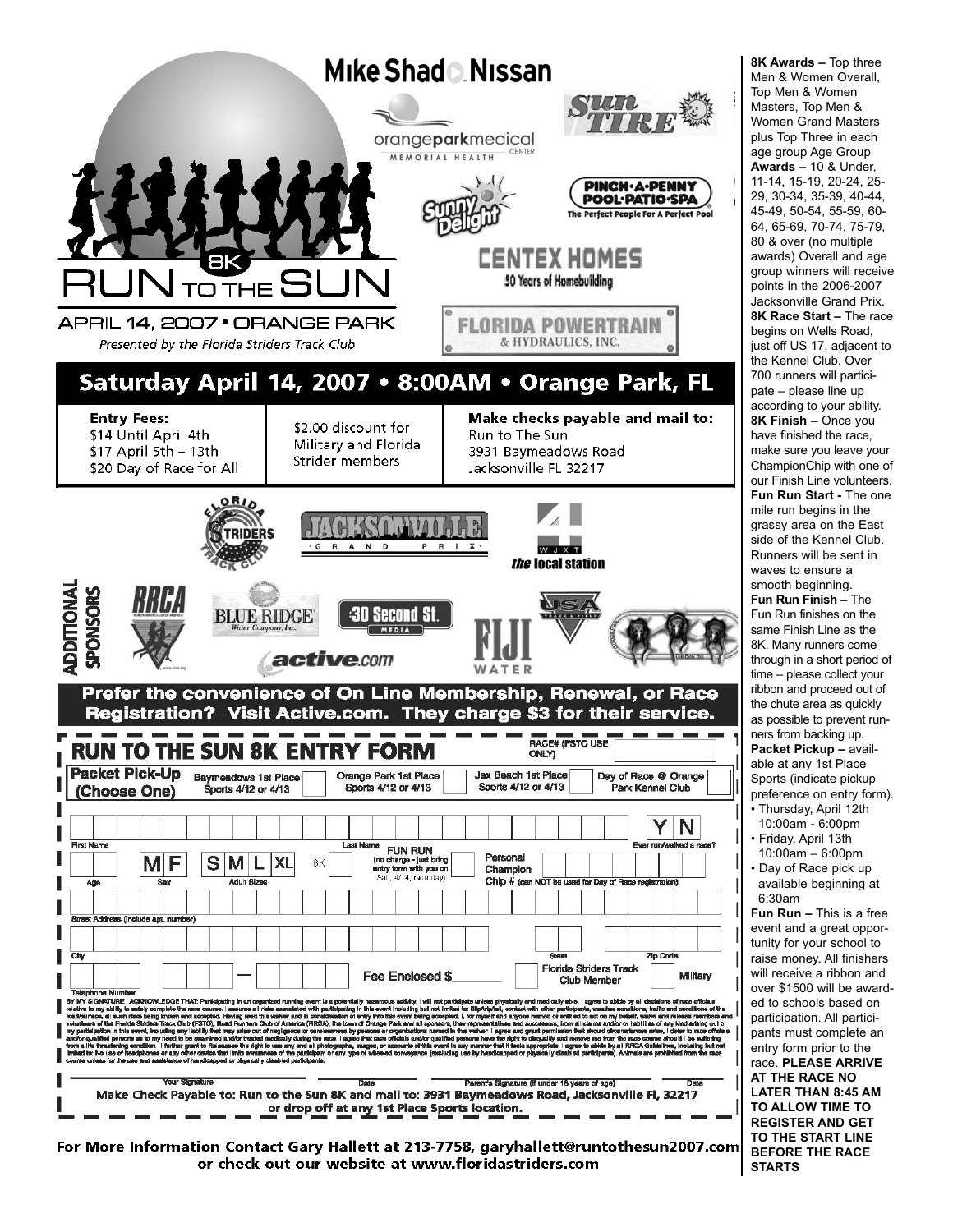Mike Shad Nissan

orangeparkmedical CENTER MEMORIAL HEALTH

Sun Tire

Sunny Delight

PINCH·A·PENNY POOL·PATIO·SPA The Perfect People For A Perfect Pool

CENTEX HOMES 50 Years of Homebuilding

FLORIDA POWERTRAIN & HYDRAULICS, INC.

# 8K RUN TO THE SUN

APRIL 14, 2007 • ORANGE PARK

*Presented by the Florida Striders Track Club*

## Saturday April 14, 2007 • 8:00AM • Orange Park, FL

**Entry Fees:**
$14 Until April 4th
$17 April 5th – 13th
$20 Day of Race for All

$2.00 discount for Military and Florida Strider members

**Make checks payable and mail to:**
Run to The Sun
3931 Baymeadows Road
Jacksonville FL 32217

Florida Striders Track Club · Jacksonville Grand Prix · WJXT *the* local station

**ADDITIONAL SPONSORS**

RRCA · Blue Ridge Water Company, Inc. · 30 Second St. Media · active.com · FIJI Water · USA Track & Field

**Prefer the convenience of On Line Membership, Renewal, or Race Registration? Visit Active.com. They charge $3 for their service.**

## RUN TO THE SUN 8K ENTRY FORM

RACE# (FSTC USE ONLY)

**Packet Pick-Up (Choose One)** — Baymeadows 1st Place Sports 4/12 or 4/13 · Orange Park 1st Place Sports 4/12 or 4/13 · Jax Beach 1st Place Sports 4/12 or 4/13 · Day of Race @ Orange Park Kennel Club

First Name · Last Name · Ever run/walked a race? Y N

Age · Sex M F · Adult Sizes S M L XL · 8K · FUN RUN (no charge - just bring entry form with you on Sat., 4/14, race day) · Personal Champion Chip # (can NOT be used for Day of Race registration)

Street Address (include apt. number)

City · State · Zip Code

Telephone Number · Fee Enclosed $ · Florida Striders Track Club Member · Military

BY MY SIGNATURE I ACKNOWLEDGE THAT: Participating in an organized running event is a potentially hazardous activity. I will not participate unless physically and medically able. I agree to abide by all decisions of race officials relative to my ability to safely complete the race course. I assume all risks associated with participating in this event including but not limited to: Slip/trip/fall, contact with other participants, weather conditions, traffic and conditions of the road/surface, all such risks being known and accepted. Having read this waiver and in consideration of entry into this event being accepted, I, for myself and anyone named or entitled to act on my behalf, waive and release members and volunteers of the Florida Striders Track Club (FSTC), Road Runners Club of America (RRCA), the town of Orange Park and all sponsors, their representatives and successors, from all claims and/or liabilities of any kind arising out of my participation in this event, including any liability that may arise out of negligence or carelessness by persons or organizations named in this waiver. I agree and grant permission that should circumstances arise, I defer to race officials and/or qualified persons as to my need to be examined and/or treated medically during the race. I agree that race officials and/or qualified persons have the right to disqualify and remove me from the race course should I be suffering from a life threatening condition. I further grant to Race sponsors the right to use any and all photographs, images, or accounts of this event in any manner that it feels appropriate. I agree to abide by all RRCA Guidelines, including but not limited to: No use of headphones or any other device that limits awareness of the participant or any type of wheeled conveyance (excluding use by handicapped or physically disabled participants). Animals are prohibited from the race course unless for the use and assistance of handicapped or physically disabled participants.

Your Signature · Date · Parent's Signature (if under 18 years of age) · Date

Make Check Payable to: Run to the Sun 8K and mail to: 3931 Baymeadows Road, Jacksonville Fl, 32217 or drop off at any 1st Place Sports location.

**For More Information Contact Gary Hallett at 213-7758, garyhallett@runtothesun2007.com or check out our website at www.floridastriders.com**

**8K Awards –** Top three Men & Women Overall, Top Men & Women Masters, Top Men & Women Grand Masters plus Top Three in each age group **Age Group Awards –** 10 & Under, 11-14, 15-19, 20-24, 25-29, 30-34, 35-39, 40-44, 45-49, 50-54, 55-59, 60-64, 65-69, 70-74, 75-79, 80 & over (no multiple awards) Overall and age group winners will receive points in the 2006-2007 Jacksonville Grand Prix.

**8K Race Start –** The race begins on Wells Road, just off US 17, adjacent to the Kennel Club. Over 700 runners will participate – please line up according to your ability.

**8K Finish –** Once you have finished the race, make sure you leave your ChampionChip with one of our Finish Line volunteers.

**Fun Run Start -** The one mile run begins in the grassy area on the East side of the Kennel Club. Runners will be sent in waves to ensure a smooth beginning.

**Fun Run Finish –** The Fun Run finishes on the same Finish Line as the 8K. Many runners come through in a short period of time – please collect your ribbon and proceed out of the chute area as quickly as possible to prevent runners from backing up.

**Packet Pickup –** available at any 1st Place Sports (indicate pickup preference on entry form).

- Thursday, April 12th 10:00am - 6:00pm
- Friday, April 13th 10:00am – 6:00pm
- Day of Race pick up available beginning at 6:30am

**Fun Run –** This is a free event and a great opportunity for your school to raise money. All finishers will receive a ribbon and over $1500 will be awarded to schools based on participation. All participants must complete an entry form prior to the race. **PLEASE ARRIVE AT THE RACE NO LATER THAN 8:45 AM TO ALLOW TIME TO REGISTER AND GET TO THE START LINE BEFORE THE RACE STARTS**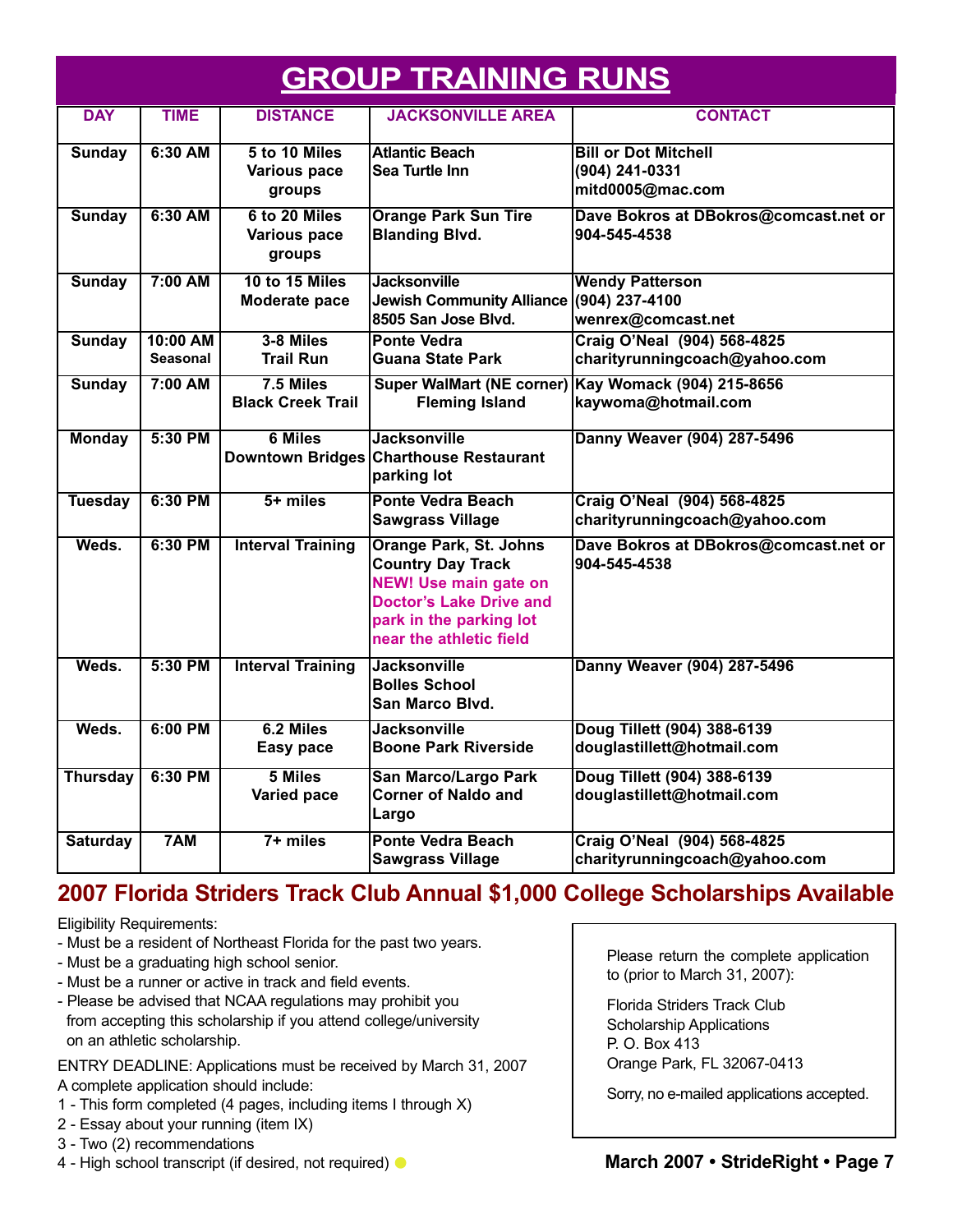# GROUP TRAINING RUNS

| DAY | TIME | DISTANCE | JACKSONVILLE AREA | CONTACT |
|---|---|---|---|---|
| Sunday | 6:30 AM | 5 to 10 Miles Various pace groups | Atlantic Beach Sea Turtle Inn | Bill or Dot Mitchell (904) 241-0331 mitd0005@mac.com |
| Sunday | 6:30 AM | 6 to 20 Miles Various pace groups | Orange Park Sun Tire Blanding Blvd. | Dave Bokros at DBokros@comcast.net or 904-545-4538 |
| Sunday | 7:00 AM | 10 to 15 Miles Moderate pace | Jacksonville Jewish Community Alliance 8505 San Jose Blvd. | Wendy Patterson (904) 237-4100 wenrex@comcast.net |
| Sunday | 10:00 AM Seasonal | 3-8 Miles Trail Run | Ponte Vedra Guana State Park | Craig O'Neal (904) 568-4825 charityrunningcoach@yahoo.com |
| Sunday | 7:00 AM | 7.5 Miles Black Creek Trail | Super WalMart (NE corner) Fleming Island | Kay Womack (904) 215-8656 kaywoma@hotmail.com |
| Monday | 5:30 PM | 6 Miles Downtown Bridges | Jacksonville Charthouse Restaurant parking lot | Danny Weaver (904) 287-5496 |
| Tuesday | 6:30 PM | 5+ miles | Ponte Vedra Beach Sawgrass Village | Craig O'Neal (904) 568-4825 charityrunningcoach@yahoo.com |
| Weds. | 6:30 PM | Interval Training | Orange Park, St. Johns Country Day Track NEW! Use main gate on Doctor's Lake Drive and park in the parking lot near the athletic field | Dave Bokros at DBokros@comcast.net or 904-545-4538 |
| Weds. | 5:30 PM | Interval Training | Jacksonville Bolles School San Marco Blvd. | Danny Weaver (904) 287-5496 |
| Weds. | 6:00 PM | 6.2 Miles Easy pace | Jacksonville Boone Park Riverside | Doug Tillett (904) 388-6139 douglastillett@hotmail.com |
| Thursday | 6:30 PM | 5 Miles Varied pace | San Marco/Largo Park Corner of Naldo and Largo | Doug Tillett (904) 388-6139 douglastillett@hotmail.com |
| Saturday | 7AM | 7+ miles | Ponte Vedra Beach Sawgrass Village | Craig O'Neal (904) 568-4825 charityrunningcoach@yahoo.com |

## 2007 Florida Striders Track Club Annual $1,000 College Scholarships Available

Eligibility Requirements:
- Must be a resident of Northeast Florida for the past two years.
- Must be a graduating high school senior.
- Must be a runner or active in track and field events.
- Please be advised that NCAA regulations may prohibit you from accepting this scholarship if you attend college/university on an athletic scholarship.

ENTRY DEADLINE: Applications must be received by March 31, 2007

A complete application should include:

1 - This form completed (4 pages, including items I through X)
2 - Essay about your running (item IX)
3 - Two (2) recommendations
4 - High school transcript (if desired, not required)

Please return the complete application to (prior to March 31, 2007):

Florida Striders Track Club
Scholarship Applications
P. O. Box 413
Orange Park, FL 32067-0413

Sorry, no e-mailed applications accepted.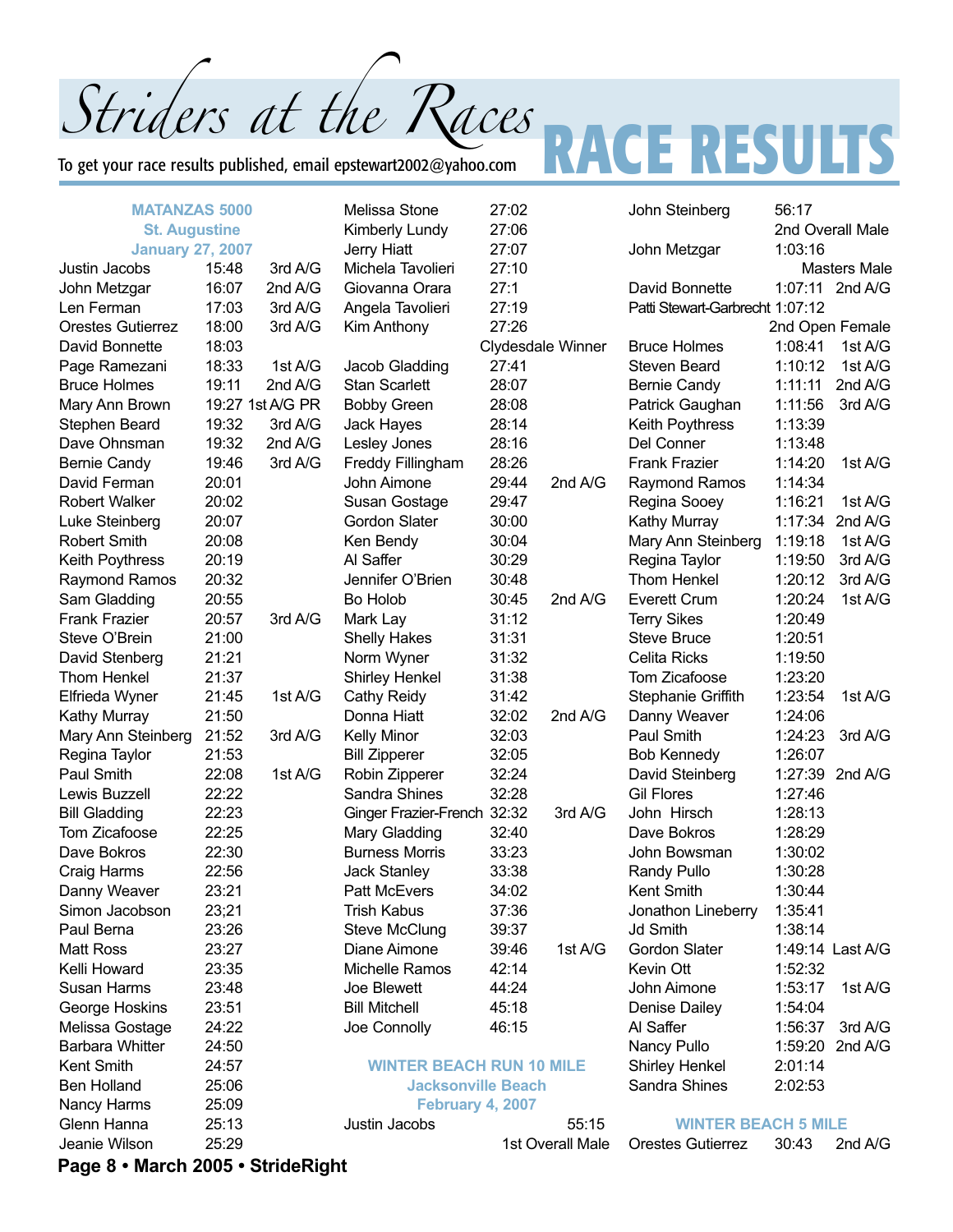# Striders at the Races

To get your race results published, email epstewart2002@yahoo.com

# RACE RESULTS

## MATANZAS 5000
### St. Augustine
### January 27, 2007

| | | |
|---|---|---|
| Justin Jacobs | 15:48 | 3rd A/G |
| John Metzgar | 16:07 | 2nd A/G |
| Len Ferman | 17:03 | 3rd A/G |
| Orestes Gutierrez | 18:00 | 3rd A/G |
| David Bonnette | 18:03 | |
| Page Ramezani | 18:33 | 1st A/G |
| Bruce Holmes | 19:11 | 2nd A/G |
| Mary Ann Brown | 19:27 | 1st A/G PR |
| Stephen Beard | 19:32 | 3rd A/G |
| Dave Ohnsman | 19:32 | 2nd A/G |
| Bernie Candy | 19:46 | 3rd A/G |
| David Ferman | 20:01 | |
| Robert Walker | 20:02 | |
| Luke Steinberg | 20:07 | |
| Robert Smith | 20:08 | |
| Keith Poythress | 20:19 | |
| Raymond Ramos | 20:32 | |
| Sam Gladding | 20:55 | |
| Frank Frazier | 20:57 | 3rd A/G |
| Steve O'Brein | 21:00 | |
| David Stenberg | 21:21 | |
| Thom Henkel | 21:37 | |
| Elfrieda Wyner | 21:45 | 1st A/G |
| Kathy Murray | 21:50 | |
| Mary Ann Steinberg | 21:52 | 3rd A/G |
| Regina Taylor | 21:53 | |
| Paul Smith | 22:08 | 1st A/G |
| Lewis Buzzell | 22:22 | |
| Bill Gladding | 22:23 | |
| Tom Zicafoose | 22:25 | |
| Dave Bokros | 22:30 | |
| Craig Harms | 22:56 | |
| Danny Weaver | 23:21 | |
| Simon Jacobson | 23;21 | |
| Paul Berna | 23:26 | |
| Matt Ross | 23:27 | |
| Kelli Howard | 23:35 | |
| Susan Harms | 23:48 | |
| George Hoskins | 23:51 | |
| Melissa Gostage | 24:22 | |
| Barbara Whitter | 24:50 | |
| Kent Smith | 24:57 | |
| Ben Holland | 25:06 | |
| Nancy Harms | 25:09 | |
| Glenn Hanna | 25:13 | |
| Jeanie Wilson | 25:29 | |
| Melissa Stone | 27:02 | |
| Kimberly Lundy | 27:06 | |
| Jerry Hiatt | 27:07 | |
| Michela Tavolieri | 27:10 | |
| Giovanna Orara | 27:1 | |
| Angela Tavolieri | 27:19 | |
| Kim Anthony | 27:26 | Clydesdale Winner |
| Jacob Gladding | 27:41 | |
| Stan Scarlett | 28:07 | |
| Bobby Green | 28:08 | |
| Jack Hayes | 28:14 | |
| Lesley Jones | 28:16 | |
| Freddy Fillingham | 28:26 | |
| John Aimone | 29:44 | 2nd A/G |
| Susan Gostage | 29:47 | |
| Gordon Slater | 30:00 | |
| Ken Bendy | 30:04 | |
| Al Saffer | 30:29 | |
| Jennifer O'Brien | 30:48 | |
| Bo Holob | 30:45 | 2nd A/G |
| Mark Lay | 31:12 | |
| Shelly Hakes | 31:31 | |
| Norm Wyner | 31:32 | |
| Shirley Henkel | 31:38 | |
| Cathy Reidy | 31:42 | |
| Donna Hiatt | 32:02 | 2nd A/G |
| Kelly Minor | 32:03 | |
| Bill Zipperer | 32:05 | |
| Robin Zipperer | 32:24 | |
| Sandra Shines | 32:28 | |
| Ginger Frazier-French | 32:32 | 3rd A/G |
| Mary Gladding | 32:40 | |
| Burness Morris | 33:23 | |
| Jack Stanley | 33:38 | |
| Patt McEvers | 34:02 | |
| Trish Kabus | 37:36 | |
| Steve McClung | 39:37 | |
| Diane Aimone | 39:46 | 1st A/G |
| Michelle Ramos | 42:14 | |
| Joe Blewett | 44:24 | |
| Bill Mitchell | 45:18 | |
| Joe Connolly | 46:15 | |

## WINTER BEACH RUN 10 MILE
### Jacksonville Beach
### February 4, 2007

| | | |
|---|---|---|
| Justin Jacobs | 55:15 | 1st Overall Male |
| John Steinberg | 56:17 | 2nd Overall Male |
| John Metzgar | 1:03:16 | Masters Male |
| David Bonnette | 1:07:11 | 2nd A/G |
| Patti Stewart-Garbrecht | 1:07:12 | 2nd Open Female |
| Bruce Holmes | 1:08:41 | 1st A/G |
| Steven Beard | 1:10:12 | 1st A/G |
| Bernie Candy | 1:11:11 | 2nd A/G |
| Patrick Gaughan | 1:11:56 | 3rd A/G |
| Keith Poythress | 1:13:39 | |
| Del Conner | 1:13:48 | |
| Frank Frazier | 1:14:20 | 1st A/G |
| Raymond Ramos | 1:14:34 | |
| Regina Sooey | 1:16:21 | 1st A/G |
| Kathy Murray | 1:17:34 | 2nd A/G |
| Mary Ann Steinberg | 1:19:18 | 1st A/G |
| Regina Taylor | 1:19:50 | 3rd A/G |
| Thom Henkel | 1:20:12 | 3rd A/G |
| Everett Crum | 1:20:24 | 1st A/G |
| Terry Sikes | 1:20:49 | |
| Steve Bruce | 1:20:51 | |
| Celita Ricks | 1:19:50 | |
| Tom Zicafoose | 1:23:20 | |
| Stephanie Griffith | 1:23:54 | 1st A/G |
| Danny Weaver | 1:24:06 | |
| Paul Smith | 1:24:23 | 3rd A/G |
| Bob Kennedy | 1:26:07 | |
| David Steinberg | 1:27:39 | 2nd A/G |
| Gil Flores | 1:27:46 | |
| John Hirsch | 1:28:13 | |
| Dave Bokros | 1:28:29 | |
| John Bowsman | 1:30:02 | |
| Randy Pullo | 1:30:28 | |
| Kent Smith | 1:30:44 | |
| Jonathon Lineberry | 1:35:41 | |
| Jd Smith | 1:38:14 | |
| Gordon Slater | 1:49:14 | Last A/G |
| Kevin Ott | 1:52:32 | |
| John Aimone | 1:53:17 | 1st A/G |
| Denise Dailey | 1:54:04 | |
| Al Saffer | 1:56:37 | 3rd A/G |
| Nancy Pullo | 1:59:20 | 2nd A/G |
| Shirley Henkel | 2:01:14 | |
| Sandra Shines | 2:02:53 | |

## WINTER BEACH 5 MILE

| | | |
|---|---|---|
| Orestes Gutierrez | 30:43 | 2nd A/G |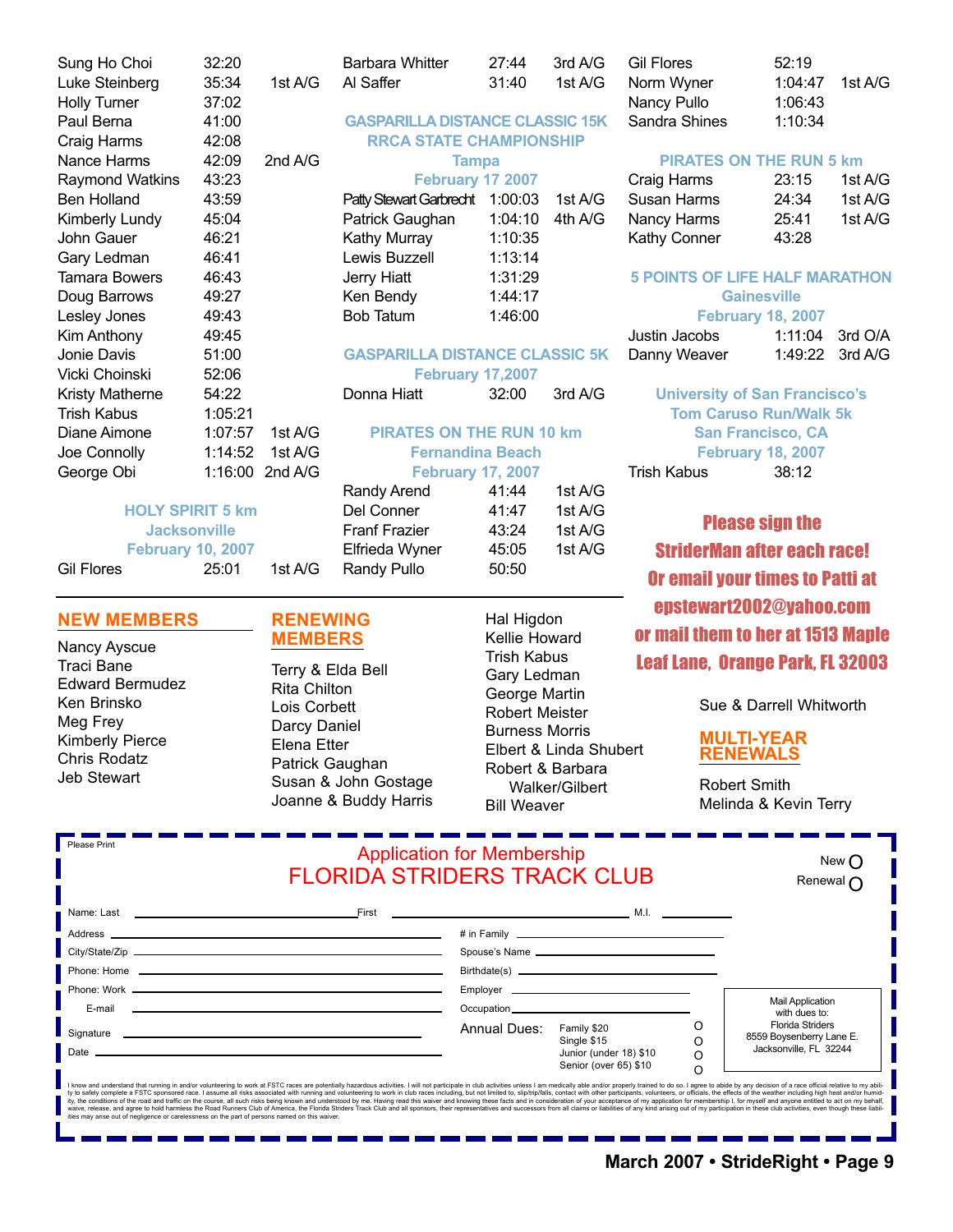| | | |
|---|---|---|
| Sung Ho Choi | 32:20 | |
| Luke Steinberg | 35:34 | 1st A/G |
| Holly Turner | 37:02 | |
| Paul Berna | 41:00 | |
| Craig Harms | 42:08 | |
| Nance Harms | 42:09 | 2nd A/G |
| Raymond Watkins | 43:23 | |
| Ben Holland | 43:59 | |
| Kimberly Lundy | 45:04 | |
| John Gauer | 46:21 | |
| Gary Ledman | 46:41 | |
| Tamara Bowers | 46:43 | |
| Doug Barrows | 49:27 | |
| Lesley Jones | 49:43 | |
| Kim Anthony | 49:45 | |
| Jonie Davis | 51:00 | |
| Vicki Choinski | 52:06 | |
| Kristy Matherne | 54:22 | |
| Trish Kabus | 1:05:21 | |
| Diane Aimone | 1:07:57 | 1st A/G |
| Joe Connolly | 1:14:52 | 1st A/G |
| George Obi | 1:16:00 | 2nd A/G |

**HOLY SPIRIT 5 km**
**Jacksonville**
**February 10, 2007**

| | | |
|---|---|---|
| Gil Flores | 25:01 | 1st A/G |

| | | |
|---|---|---|
| Barbara Whitter | 27:44 | 3rd A/G |
| Al Saffer | 31:40 | 1st A/G |

**GASPARILLA DISTANCE CLASSIC 15K**
**RRCA STATE CHAMPIONSHIP**
**Tampa**
**February 17 2007**

| | | |
|---|---|---|
| Patty Stewart Garbrecht | 1:00:03 | 1st A/G |
| Patrick Gaughan | 1:04:10 | 4th A/G |
| Kathy Murray | 1:10:35 | |
| Lewis Buzzell | 1:13:14 | |
| Jerry Hiatt | 1:31:29 | |
| Ken Bendy | 1:44:17 | |
| Bob Tatum | 1:46:00 | |

**GASPARILLA DISTANCE CLASSIC 5K**
**February 17,2007**

| | | |
|---|---|---|
| Donna Hiatt | 32:00 | 3rd A/G |

**PIRATES ON THE RUN 10 km**
**Fernandina Beach**
**February 17, 2007**

| | | |
|---|---|---|
| Randy Arend | 41:44 | 1st A/G |
| Del Conner | 41:47 | 1st A/G |
| Franf Frazier | 43:24 | 1st A/G |
| Elfrieda Wyner | 45:05 | 1st A/G |
| Randy Pullo | 50:50 | |

| | | |
|---|---|---|
| Gil Flores | 52:19 | |
| Norm Wyner | 1:04:47 | 1st A/G |
| Nancy Pullo | 1:06:43 | |
| Sandra Shines | 1:10:34 | |

**PIRATES ON THE RUN 5 km**

| | | |
|---|---|---|
| Craig Harms | 23:15 | 1st A/G |
| Susan Harms | 24:34 | 1st A/G |
| Nancy Harms | 25:41 | 1st A/G |
| Kathy Conner | 43:28 | |

**5 POINTS OF LIFE HALF MARATHON**
**Gainesville**
**February 18, 2007**

| | | |
|---|---|---|
| Justin Jacobs | 1:11:04 | 3rd O/A |
| Danny Weaver | 1:49:22 | 3rd A/G |

**University of San Francisco's**
**Tom Caruso Run/Walk 5k**
**San Francisco, CA**
**February 18, 2007**

| | |
|---|---|
| Trish Kabus | 38:12 |

**Please sign the StriderMan after each race! Or email your times to Patti at epstewart2002@yahoo.com or mail them to her at 1513 Maple Leaf Lane, Orange Park, FL 32003**

## NEW MEMBERS

Nancy Ayscue
Traci Bane
Edward Bermudez
Ken Brinsko
Meg Frey
Kimberly Pierce
Chris Rodatz
Jeb Stewart

## RENEWING MEMBERS

Terry & Elda Bell
Rita Chilton
Lois Corbett
Darcy Daniel
Elena Etter
Patrick Gaughan
Susan & John Gostage
Joanne & Buddy Harris
Hal Higdon
Kellie Howard
Trish Kabus
Gary Ledman
George Martin
Robert Meister
Burness Morris
Elbert & Linda Shubert
Robert & Barbara Walker/Gilbert
Bill Weaver
Sue & Darrell Whitworth

## MULTI-YEAR RENEWALS

Robert Smith
Melinda & Kevin Terry

---

Please Print

Application for Membership
FLORIDA STRIDERS TRACK CLUB

New O
Renewal O

Name: Last ______ First ______ M.I. ______

Address ______ # in Family ______

City/State/Zip ______ Spouse's Name ______

Phone: Home ______ Birthdate(s) ______

Phone: Work ______ Employer ______

E-mail ______ Occupation ______

Signature ______

Date ______

Annual Dues:
Family $20 O
Single $15 O
Junior (under 18) $10 O
Senior (over 65) $10 O

Mail Application with dues to:
Florida Striders
8559 Boysenberry Lane E.
Jacksonville, FL 32244

I know and understand that running in and/or volunteering to work at FSTC races are potentially hazardous activities. I will not participate in club activities unless I am medically able and/or properly trained to do so. I agree to abide by any decision of a race official relative to my ability to safely complete a FSTC sponsored race. I assume all risks associated with running and volunteering to work in club races including, but not limited to, slip/trip/falls, contact with other participants, volunteers, or officials, the effects of the weather including high heat and/or humidity, the conditions of the road and traffic on the course, all such risks being known and understood by me. Having read this waiver and knowing these facts and in consideration of your acceptance of my application for membership I, for myself and anyone entitled to act on my behalf, waive, release, and agree to hold harmless the Road Runners Club of America, the Florida Striders Track Club and all sponsors, their representatives and successors from all claims or liabilities of any kind arising out of my participation in these club activities, even though these liabilities may arise out of negligence or carelessness on the part of persons named on this waiver.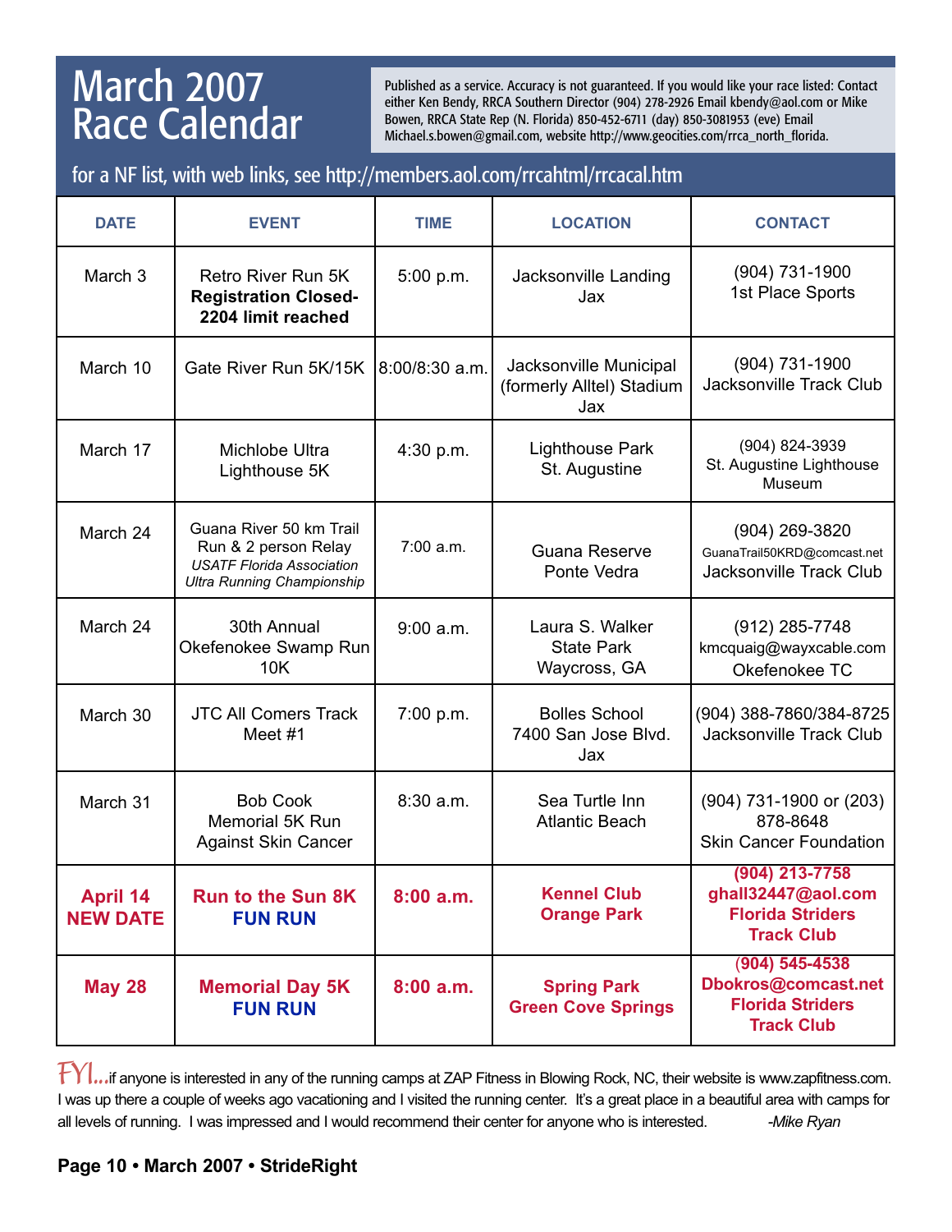# March 2007 Race Calendar

Published as a service. Accuracy is not guaranteed. If you would like your race listed: Contact either Ken Bendy, RRCA Southern Director (904) 278-2926 Email kbendy@aol.com or Mike Bowen, RRCA State Rep (N. Florida) 850-452-6711 (day) 850-3081953 (eve) Email Michael.s.bowen@gmail.com, website http://www.geocities.com/rrca_north_florida.

for a NF list, with web links, see http://members.aol.com/rrcahtml/rrcacal.htm

| DATE | EVENT | TIME | LOCATION | CONTACT |
|---|---|---|---|---|
| March 3 | Retro River Run 5K **Registration Closed- 2204 limit reached** | 5:00 p.m. | Jacksonville Landing Jax | (904) 731-1900 1st Place Sports |
| March 10 | Gate River Run 5K/15K | 8:00/8:30 a.m. | Jacksonville Municipal (formerly Alltel) Stadium Jax | (904) 731-1900 Jacksonville Track Club |
| March 17 | Michlobe Ultra Lighthouse 5K | 4:30 p.m. | Lighthouse Park St. Augustine | (904) 824-3939 St. Augustine Lighthouse Museum |
| March 24 | Guana River 50 km Trail Run & 2 person Relay *USATF Florida Association Ultra Running Championship* | 7:00 a.m. | Guana Reserve Ponte Vedra | (904) 269-3820 GuanaTrail50KRD@comcast.net Jacksonville Track Club |
| March 24 | 30th Annual Okefenokee Swamp Run 10K | 9:00 a.m. | Laura S. Walker State Park Waycross, GA | (912) 285-7748 kmcquaig@wayxcable.com Okefenokee TC |
| March 30 | JTC All Comers Track Meet #1 | 7:00 p.m. | Bolles School 7400 San Jose Blvd. Jax | (904) 388-7860/384-8725 Jacksonville Track Club |
| March 31 | Bob Cook Memorial 5K Run Against Skin Cancer | 8:30 a.m. | Sea Turtle Inn Atlantic Beach | (904) 731-1900 or (203) 878-8648 Skin Cancer Foundation |
| **April 14 NEW DATE** | **Run to the Sun 8K FUN RUN** | **8:00 a.m.** | **Kennel Club Orange Park** | **(904) 213-7758 ghall32447@aol.com Florida Striders Track Club** |
| **May 28** | **Memorial Day 5K FUN RUN** | **8:00 a.m.** | **Spring Park Green Cove Springs** | **(904) 545-4538 Dbokros@comcast.net Florida Striders Track Club** |

FYI...if anyone is interested in any of the running camps at ZAP Fitness in Blowing Rock, NC, their website is www.zapfitness.com. I was up there a couple of weeks ago vacationing and I visited the running center. It's a great place in a beautiful area with camps for all levels of running. I was impressed and I would recommend their center for anyone who is interested. *-Mike Ryan*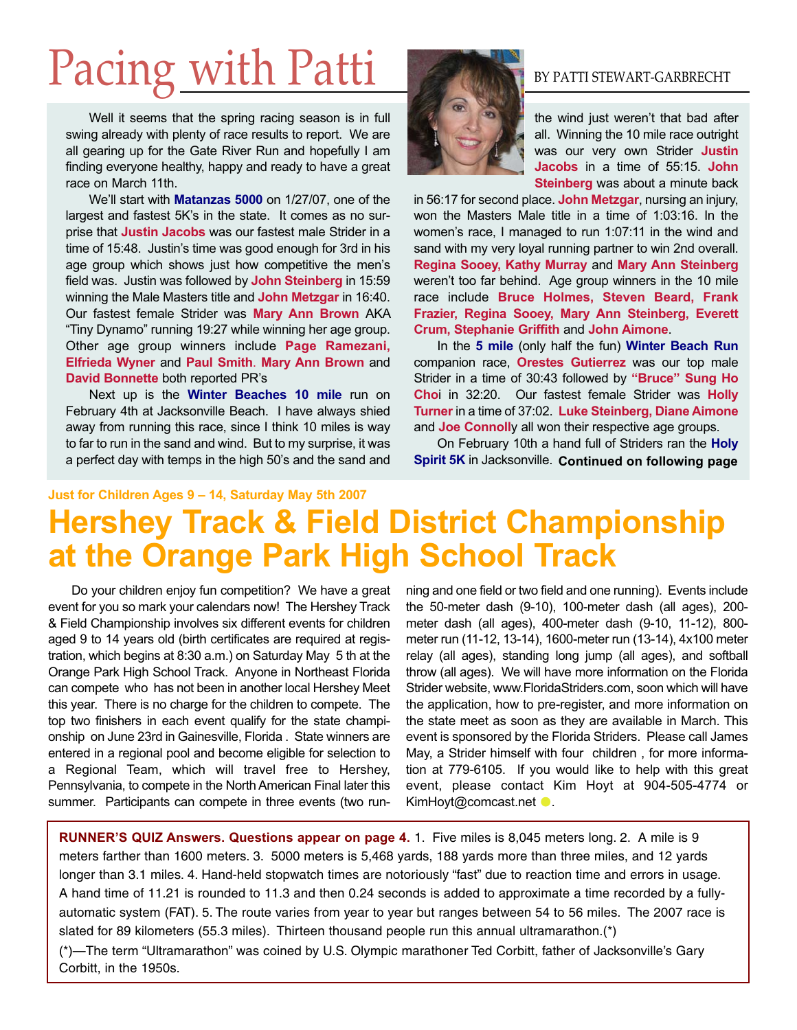# Pacing with Patti

BY PATTI STEWART-GARBRECHT

Well it seems that the spring racing season is in full swing already with plenty of race results to report. We are all gearing up for the Gate River Run and hopefully I am finding everyone healthy, happy and ready to have a great race on March 11th.

We'll start with **Matanzas 5000** on 1/27/07, one of the largest and fastest 5K's in the state. It comes as no surprise that **Justin Jacobs** was our fastest male Strider in a time of 15:48. Justin's time was good enough for 3rd in his age group which shows just how competitive the men's field was. Justin was followed by **John Steinberg** in 15:59 winning the Male Masters title and **John Metzgar** in 16:40. Our fastest female Strider was **Mary Ann Brown** AKA "Tiny Dynamo" running 19:27 while winning her age group. Other age group winners include **Page Ramezani, Elfrieda Wyner** and **Paul Smith**. **Mary Ann Brown** and **David Bonnette** both reported PR's

Next up is the **Winter Beaches 10 mile** run on February 4th at Jacksonville Beach. I have always shied away from running this race, since I think 10 miles is way to far to run in the sand and wind. But to my surprise, it was a perfect day with temps in the high 50's and the sand and the wind just weren't that bad after all. Winning the 10 mile race outright was our very own Strider **Justin Jacobs** in a time of 55:15. **John Steinberg** was about a minute back in 56:17 for second place. **John Metzgar**, nursing an injury, won the Masters Male title in a time of 1:03:16. In the women's race, I managed to run 1:07:11 in the wind and sand with my very loyal running partner to win 2nd overall. **Regina Sooey, Kathy Murray** and **Mary Ann Steinberg** weren't too far behind. Age group winners in the 10 mile race include **Bruce Holmes, Steven Beard, Frank Frazier, Regina Sooey, Mary Ann Steinberg, Everett Crum, Stephanie Griffith** and **John Aimone**.

In the **5 mile** (only half the fun) **Winter Beach Run** companion race, **Orestes Gutierrez** was our top male Strider in a time of 30:43 followed by **"Bruce" Sung Ho Cho**i in 32:20. Our fastest female Strider was **Holly Turner** in a time of 37:02. **Luke Steinberg, Diane Aimone** and **Joe Connol**ly all won their respective age groups.

On February 10th a hand full of Striders ran the **Holy Spirit 5K** in Jacksonville. **Continued on following page**

**Just for Children Ages 9 – 14, Saturday May 5th 2007**

# Hershey Track & Field District Championship at the Orange Park High School Track

Do your children enjoy fun competition? We have a great event for you so mark your calendars now! The Hershey Track & Field Championship involves six different events for children aged 9 to 14 years old (birth certificates are required at registration, which begins at 8:30 a.m.) on Saturday May 5 th at the Orange Park High School Track. Anyone in Northeast Florida can compete who has not been in another local Hershey Meet this year. There is no charge for the children to compete. The top two finishers in each event qualify for the state championship on June 23rd in Gainesville, Florida . State winners are entered in a regional pool and become eligible for selection to a Regional Team, which will travel free to Hershey, Pennsylvania, to compete in the North American Final later this summer. Participants can compete in three events (two running and one field or two field and one running). Events include the 50-meter dash (9-10), 100-meter dash (all ages), 200-meter dash (all ages), 400-meter dash (9-10, 11-12), 800-meter run (11-12, 13-14), 1600-meter run (13-14), 4x100 meter relay (all ages), standing long jump (all ages), and softball throw (all ages). We will have more information on the Florida Strider website, www.FloridaStriders.com, soon which will have the application, how to pre-register, and more information on the state meet as soon as they are available in March. This event is sponsored by the Florida Striders. Please call James May, a Strider himself with four children , for more information at 779-6105. If you would like to help with this great event, please contact Kim Hoyt at 904-505-4774 or KimHoyt@comcast.net.

**RUNNER'S QUIZ Answers. Questions appear on page 4.** 1. Five miles is 8,045 meters long. 2. A mile is 9 meters farther than 1600 meters. 3. 5000 meters is 5,468 yards, 188 yards more than three miles, and 12 yards longer than 3.1 miles. 4. Hand-held stopwatch times are notoriously "fast" due to reaction time and errors in usage. A hand time of 11.21 is rounded to 11.3 and then 0.24 seconds is added to approximate a time recorded by a fully-automatic system (FAT). 5. The route varies from year to year but ranges between 54 to 56 miles. The 2007 race is slated for 89 kilometers (55.3 miles). Thirteen thousand people run this annual ultramarathon.(*)

(*)—The term "Ultramarathon" was coined by U.S. Olympic marathoner Ted Corbitt, father of Jacksonville's Gary Corbitt, in the 1950s.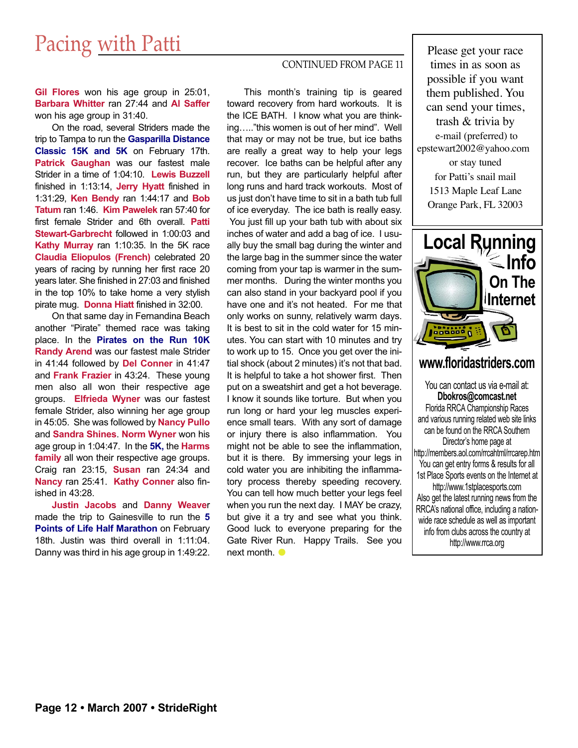# Pacing with Patti

CONTINUED FROM PAGE 11

**Gil Flores** won his age group in 25:01, **Barbara Whitter** ran 27:44 and **Al Saffer** won his age group in 31:40.

On the road, several Striders made the trip to Tampa to run the **Gasparilla Distance Classic 15K and 5K** on February 17th. **Patrick Gaughan** was our fastest male Strider in a time of 1:04:10. **Lewis Buzzell** finished in 1:13:14, **Jerry Hyatt** finished in 1:31:29, **Ken Bendy** ran 1:44:17 and **Bob Tatum** ran 1:46. **Kim Pawelek** ran 57:40 for first female Strider and 6th overall. **Patti Stewart-Garbrecht** followed in 1:00:03 and **Kathy Murray** ran 1:10:35. In the 5K race **Claudia Eliopulos (French)** celebrated 20 years of racing by running her first race 20 years later. She finished in 27:03 and finished in the top 10% to take home a very stylish pirate mug. **Donna Hiatt** finished in 32:00.

On that same day in Fernandina Beach another "Pirate" themed race was taking place. In the **Pirates on the Run 10K** **Randy Arend** was our fastest male Strider in 41:44 followed by **Del Conner** in 41:47 and **Frank Frazier** in 43:24. These young men also all won their respective age groups. **Elfrieda Wyner** was our fastest female Strider, also winning her age group in 45:05. She was followed by **Nancy Pullo** and **Sandra Shines**. **Norm Wyner** won his age group in 1:04:47. In the **5K,** the **Harms family** all won their respective age groups. Craig ran 23:15, **Susan** ran 24:34 and **Nancy** ran 25:41. **Kathy Conner** also finished in 43:28.

**Justin Jacobs** and **Danny Weaver** made the trip to Gainesville to run the **5 Points of Life Half Marathon** on February 18th. Justin was third overall in 1:11:04. Danny was third in his age group in 1:49:22.

This month's training tip is geared toward recovery from hard workouts. It is the ICE BATH. I know what you are thinking….."this women is out of her mind". Well that may or may not be true, but ice baths are really a great way to help your legs recover. Ice baths can be helpful after any run, but they are particularly helpful after long runs and hard track workouts. Most of us just don't have time to sit in a bath tub full of ice everyday. The ice bath is really easy. You just fill up your bath tub with about six inches of water and add a bag of ice. I usually buy the small bag during the winter and the large bag in the summer since the water coming from your tap is warmer in the summer months. During the winter months you can also stand in your backyard pool if you have one and it's not heated. For me that only works on sunny, relatively warm days. It is best to sit in the cold water for 15 minutes. You can start with 10 minutes and try to work up to 15. Once you get over the initial shock (about 2 minutes) it's not that bad. It is helpful to take a hot shower first. Then put on a sweatshirt and get a hot beverage. I know it sounds like torture. But when you run long or hard your leg muscles experience small tears. With any sort of damage or injury there is also inflammation. You might not be able to see the inflammation, but it is there. By immersing your legs in cold water you are inhibiting the inflammatory process thereby speeding recovery. You can tell how much better your legs feel when you run the next day. I MAY be crazy, but give it a try and see what you think. Good luck to everyone preparing for the Gate River Run. Happy Trails. See you next month.

---

Please get your race times in as soon as possible if you want them published. You can send your times, trash & trivia by e-mail (preferred) to epstewart2002@yahoo.com or stay tuned for Patti's snail mail 1513 Maple Leaf Lane Orange Park, FL 32003

---

**Local Running Info On The Internet**

**www.floridastriders.com**

You can contact us via e-mail at: **Dbokros@comcast.net**

Florida RRCA Championship Races and various running related web site links can be found on the RRCA Southern Director's home page at http://members.aol.com/rrcahtml/rrcarep.htm

You can get entry forms & results for all 1st Place Sports events on the Internet at http://www.1stplacesports.com

Also get the latest running news from the RRCA's national office, including a nationwide race schedule as well as important info from clubs across the country at http://www.rrca.org